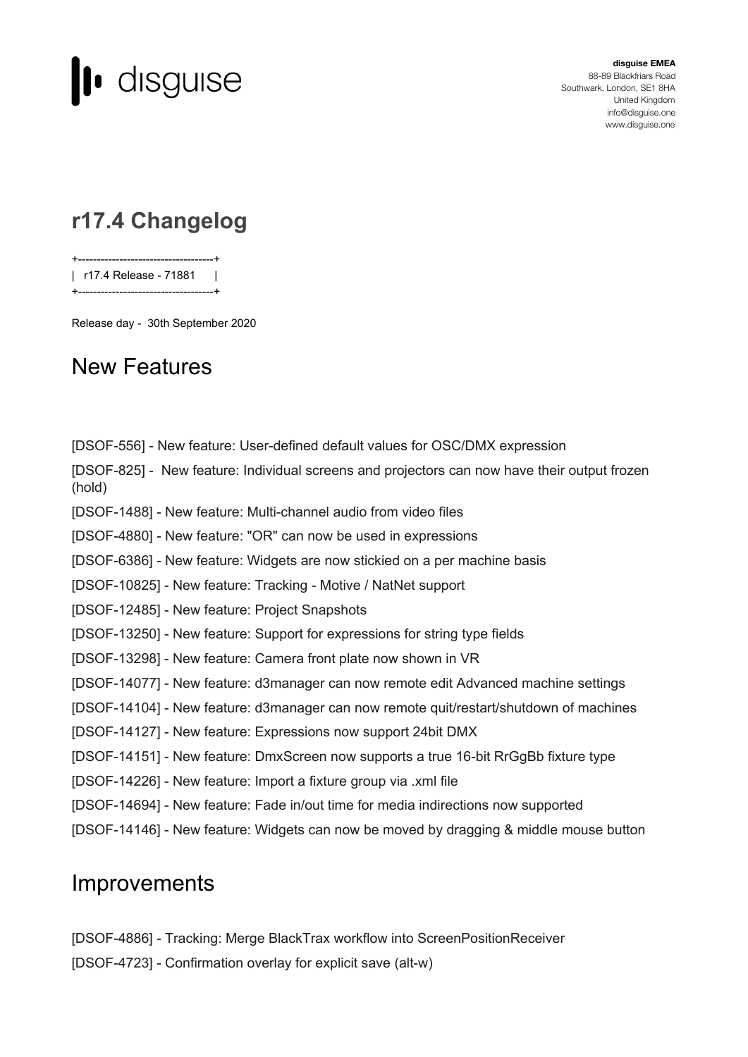disguise

**disguise EMEA**
88-89 Blackfriars Road
Southwark, London, SE1 8HA
United Kingdom
info@disguise.one
www.disguise.one

# r17.4 Changelog

```
+------------------------------------+
|   r17.4 Release - 71881      |
+------------------------------------+
```

Release day - 30th September 2020

## New Features

[DSOF-556] - New feature: User-defined default values for OSC/DMX expression

[DSOF-825] - New feature: Individual screens and projectors can now have their output frozen (hold)

[DSOF-1488] - New feature: Multi-channel audio from video files

[DSOF-4880] - New feature: "OR" can now be used in expressions

[DSOF-6386] - New feature: Widgets are now stickied on a per machine basis

[DSOF-10825] - New feature: Tracking - Motive / NatNet support

[DSOF-12485] - New feature: Project Snapshots

[DSOF-13250] - New feature: Support for expressions for string type fields

[DSOF-13298] - New feature: Camera front plate now shown in VR

[DSOF-14077] - New feature: d3manager can now remote edit Advanced machine settings

[DSOF-14104] - New feature: d3manager can now remote quit/restart/shutdown of machines

[DSOF-14127] - New feature: Expressions now support 24bit DMX

[DSOF-14151] - New feature: DmxScreen now supports a true 16-bit RrGgBb fixture type

[DSOF-14226] - New feature: Import a fixture group via .xml file

[DSOF-14694] - New feature: Fade in/out time for media indirections now supported

[DSOF-14146] - New feature: Widgets can now be moved by dragging & middle mouse button

## Improvements

[DSOF-4886] - Tracking: Merge BlackTrax workflow into ScreenPositionReceiver

[DSOF-4723] - Confirmation overlay for explicit save (alt-w)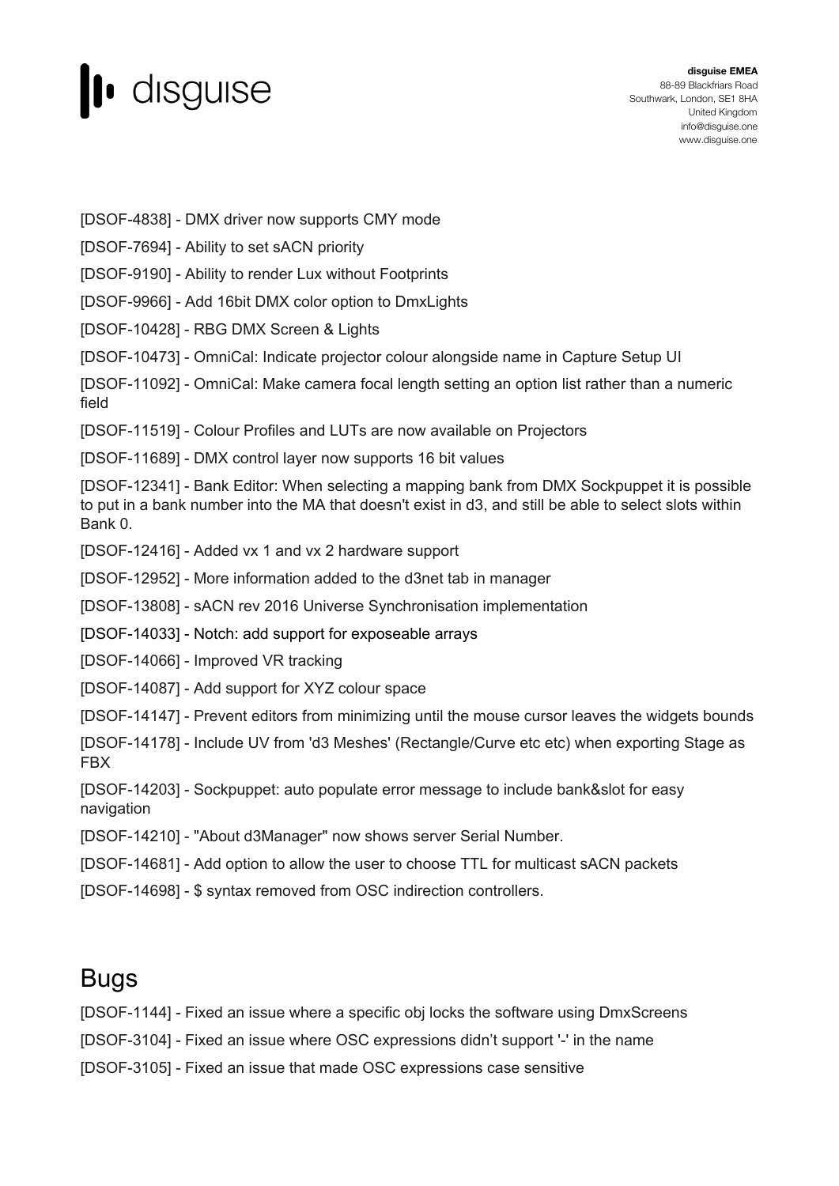[DSOF-4838] - DMX driver now supports CMY mode

[DSOF-7694] - Ability to set sACN priority

[DSOF-9190] - Ability to render Lux without Footprints

[DSOF-9966] - Add 16bit DMX color option to DmxLights

[DSOF-10428] - RBG DMX Screen & Lights

[DSOF-10473] - OmniCal: Indicate projector colour alongside name in Capture Setup UI

[DSOF-11092] - OmniCal: Make camera focal length setting an option list rather than a numeric field

[DSOF-11519] - Colour Profiles and LUTs are now available on Projectors

[DSOF-11689] - DMX control layer now supports 16 bit values

[DSOF-12341] - Bank Editor: When selecting a mapping bank from DMX Sockpuppet it is possible to put in a bank number into the MA that doesn't exist in d3, and still be able to select slots within Bank 0.

[DSOF-12416] - Added vx 1 and vx 2 hardware support

[DSOF-12952] - More information added to the d3net tab in manager

[DSOF-13808] - sACN rev 2016 Universe Synchronisation implementation

[DSOF-14033] - Notch: add support for exposeable arrays

[DSOF-14066] - Improved VR tracking

[DSOF-14087] - Add support for XYZ colour space

[DSOF-14147] - Prevent editors from minimizing until the mouse cursor leaves the widgets bounds

[DSOF-14178] - Include UV from 'd3 Meshes' (Rectangle/Curve etc etc) when exporting Stage as FBX

[DSOF-14203] - Sockpuppet: auto populate error message to include bank&slot for easy navigation

[DSOF-14210] - "About d3Manager" now shows server Serial Number.

[DSOF-14681] - Add option to allow the user to choose TTL for multicast sACN packets

[DSOF-14698] - $ syntax removed from OSC indirection controllers.

## Bugs

[DSOF-1144] - Fixed an issue where a specific obj locks the software using DmxScreens

[DSOF-3104] - Fixed an issue where OSC expressions didn't support '-' in the name

[DSOF-3105] - Fixed an issue that made OSC expressions case sensitive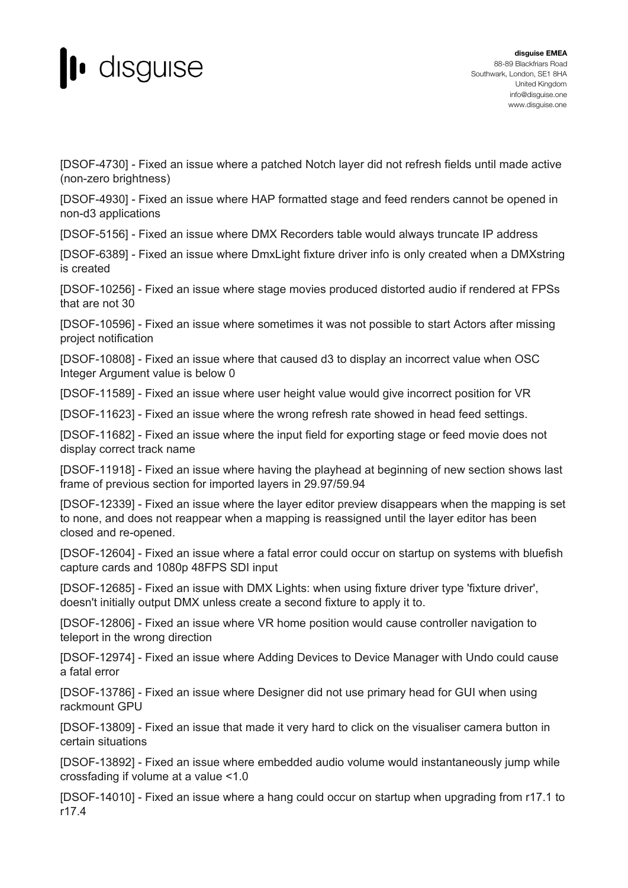[DSOF-4730] - Fixed an issue where a patched Notch layer did not refresh fields until made active (non-zero brightness)

[DSOF-4930] - Fixed an issue where HAP formatted stage and feed renders cannot be opened in non-d3 applications

[DSOF-5156] - Fixed an issue where DMX Recorders table would always truncate IP address

[DSOF-6389] - Fixed an issue where DmxLight fixture driver info is only created when a DMXstring is created

[DSOF-10256] - Fixed an issue where stage movies produced distorted audio if rendered at FPSs that are not 30

[DSOF-10596] - Fixed an issue where sometimes it was not possible to start Actors after missing project notification

[DSOF-10808] - Fixed an issue where that caused d3 to display an incorrect value when OSC Integer Argument value is below 0

[DSOF-11589] - Fixed an issue where user height value would give incorrect position for VR

[DSOF-11623] - Fixed an issue where the wrong refresh rate showed in head feed settings.

[DSOF-11682] - Fixed an issue where the input field for exporting stage or feed movie does not display correct track name

[DSOF-11918] - Fixed an issue where having the playhead at beginning of new section shows last frame of previous section for imported layers in 29.97/59.94

[DSOF-12339] - Fixed an issue where the layer editor preview disappears when the mapping is set to none, and does not reappear when a mapping is reassigned until the layer editor has been closed and re-opened.

[DSOF-12604] - Fixed an issue where a fatal error could occur on startup on systems with bluefish capture cards and 1080p 48FPS SDI input

[DSOF-12685] - Fixed an issue with DMX Lights: when using fixture driver type 'fixture driver', doesn't initially output DMX unless create a second fixture to apply it to.

[DSOF-12806] - Fixed an issue where VR home position would cause controller navigation to teleport in the wrong direction

[DSOF-12974] - Fixed an issue where Adding Devices to Device Manager with Undo could cause a fatal error

[DSOF-13786] - Fixed an issue where Designer did not use primary head for GUI when using rackmount GPU

[DSOF-13809] - Fixed an issue that made it very hard to click on the visualiser camera button in certain situations

[DSOF-13892] - Fixed an issue where embedded audio volume would instantaneously jump while crossfading if volume at a value <1.0

[DSOF-14010] - Fixed an issue where a hang could occur on startup when upgrading from r17.1 to r17.4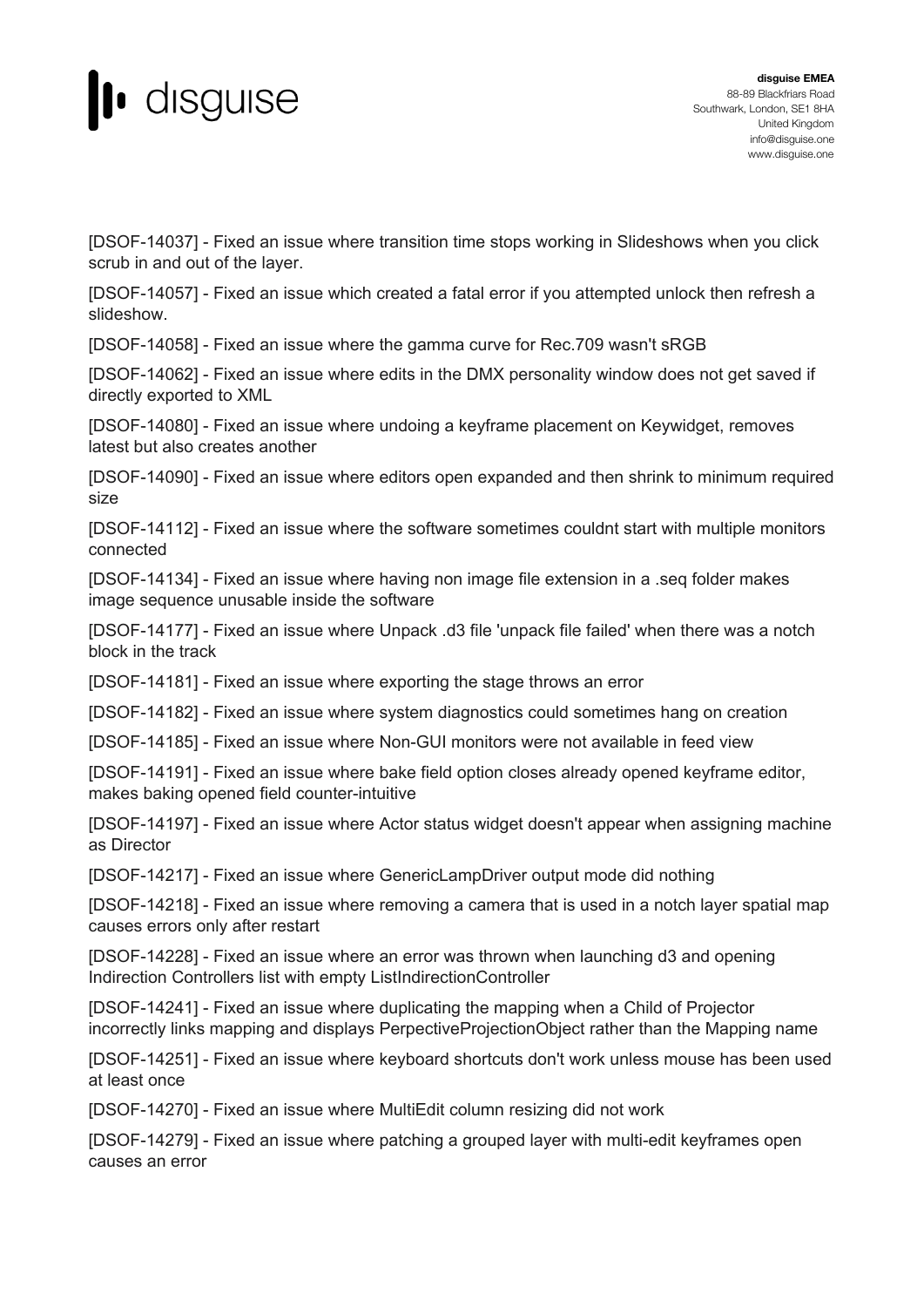[DSOF-14037] - Fixed an issue where transition time stops working in Slideshows when you click scrub in and out of the layer.

[DSOF-14057] - Fixed an issue which created a fatal error if you attempted unlock then refresh a slideshow.

[DSOF-14058] - Fixed an issue where the gamma curve for Rec.709 wasn't sRGB

[DSOF-14062] - Fixed an issue where edits in the DMX personality window does not get saved if directly exported to XML

[DSOF-14080] - Fixed an issue where undoing a keyframe placement on Keywidget, removes latest but also creates another

[DSOF-14090] - Fixed an issue where editors open expanded and then shrink to minimum required size

[DSOF-14112] - Fixed an issue where the software sometimes couldnt start with multiple monitors connected

[DSOF-14134] - Fixed an issue where having non image file extension in a .seq folder makes image sequence unusable inside the software

[DSOF-14177] - Fixed an issue where Unpack .d3 file 'unpack file failed' when there was a notch block in the track

[DSOF-14181] - Fixed an issue where exporting the stage throws an error

[DSOF-14182] - Fixed an issue where system diagnostics could sometimes hang on creation

[DSOF-14185] - Fixed an issue where Non-GUI monitors were not available in feed view

[DSOF-14191] - Fixed an issue where bake field option closes already opened keyframe editor, makes baking opened field counter-intuitive

[DSOF-14197] - Fixed an issue where Actor status widget doesn't appear when assigning machine as Director

[DSOF-14217] - Fixed an issue where GenericLampDriver output mode did nothing

[DSOF-14218] - Fixed an issue where removing a camera that is used in a notch layer spatial map causes errors only after restart

[DSOF-14228] - Fixed an issue where an error was thrown when launching d3 and opening Indirection Controllers list with empty ListIndirectionController

[DSOF-14241] - Fixed an issue where duplicating the mapping when a Child of Projector incorrectly links mapping and displays PerpectiveProjectionObject rather than the Mapping name

[DSOF-14251] - Fixed an issue where keyboard shortcuts don't work unless mouse has been used at least once

[DSOF-14270] - Fixed an issue where MultiEdit column resizing did not work

[DSOF-14279] - Fixed an issue where patching a grouped layer with multi-edit keyframes open causes an error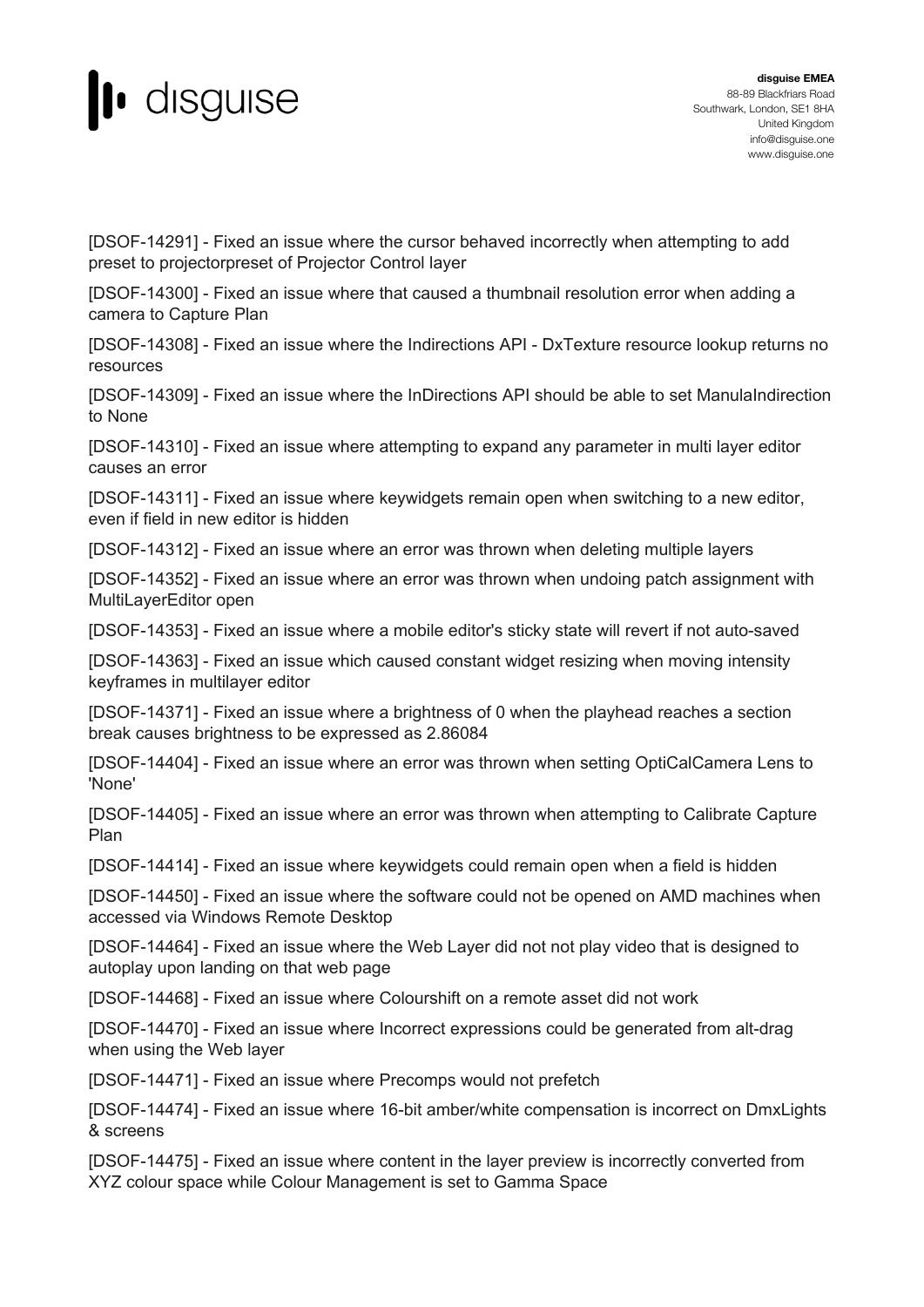[DSOF-14291] - Fixed an issue where the cursor behaved incorrectly when attempting to add preset to projectorpreset of Projector Control layer

[DSOF-14300] - Fixed an issue where that caused a thumbnail resolution error when adding a camera to Capture Plan

[DSOF-14308] - Fixed an issue where the Indirections API - DxTexture resource lookup returns no resources

[DSOF-14309] - Fixed an issue where the InDirections API should be able to set ManulaIndirection to None

[DSOF-14310] - Fixed an issue where attempting to expand any parameter in multi layer editor causes an error

[DSOF-14311] - Fixed an issue where keywidgets remain open when switching to a new editor, even if field in new editor is hidden

[DSOF-14312] - Fixed an issue where an error was thrown when deleting multiple layers

[DSOF-14352] - Fixed an issue where an error was thrown when undoing patch assignment with MultiLayerEditor open

[DSOF-14353] - Fixed an issue where a mobile editor's sticky state will revert if not auto-saved

[DSOF-14363] - Fixed an issue which caused constant widget resizing when moving intensity keyframes in multilayer editor

[DSOF-14371] - Fixed an issue where a brightness of 0 when the playhead reaches a section break causes brightness to be expressed as 2.86084

[DSOF-14404] - Fixed an issue where an error was thrown when setting OptiCalCamera Lens to 'None'

[DSOF-14405] - Fixed an issue where an error was thrown when attempting to Calibrate Capture Plan

[DSOF-14414] - Fixed an issue where keywidgets could remain open when a field is hidden

[DSOF-14450] - Fixed an issue where the software could not be opened on AMD machines when accessed via Windows Remote Desktop

[DSOF-14464] - Fixed an issue where the Web Layer did not not play video that is designed to autoplay upon landing on that web page

[DSOF-14468] - Fixed an issue where Colourshift on a remote asset did not work

[DSOF-14470] - Fixed an issue where Incorrect expressions could be generated from alt-drag when using the Web layer

[DSOF-14471] - Fixed an issue where Precomps would not prefetch

[DSOF-14474] - Fixed an issue where 16-bit amber/white compensation is incorrect on DmxLights & screens

[DSOF-14475] - Fixed an issue where content in the layer preview is incorrectly converted from XYZ colour space while Colour Management is set to Gamma Space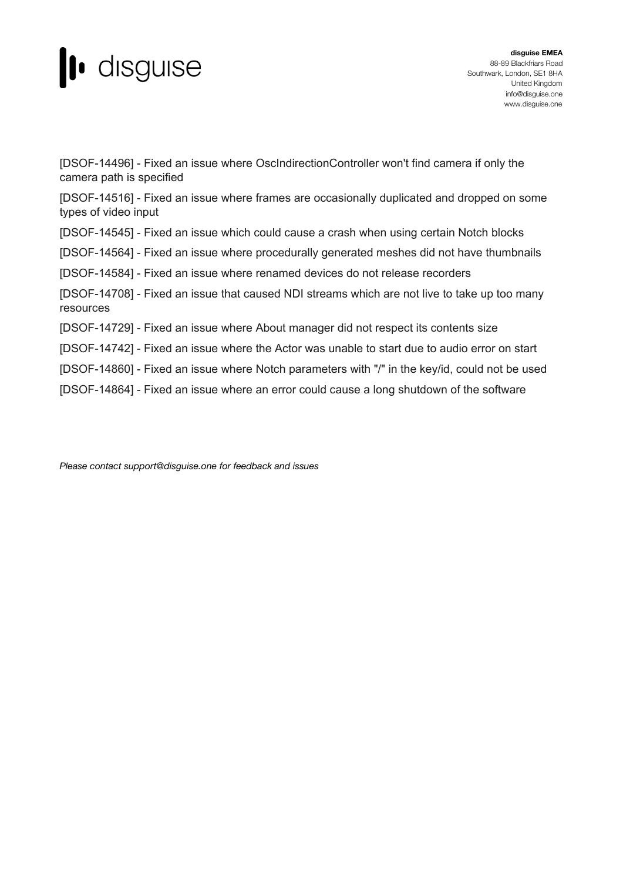[DSOF-14496] - Fixed an issue where OscIndirectionController won't find camera if only the camera path is specified

[DSOF-14516] - Fixed an issue where frames are occasionally duplicated and dropped on some types of video input

[DSOF-14545] - Fixed an issue which could cause a crash when using certain Notch blocks

[DSOF-14564] - Fixed an issue where procedurally generated meshes did not have thumbnails

[DSOF-14584] - Fixed an issue where renamed devices do not release recorders

[DSOF-14708] - Fixed an issue that caused NDI streams which are not live to take up too many resources

[DSOF-14729] - Fixed an issue where About manager did not respect its contents size

[DSOF-14742] - Fixed an issue where the Actor was unable to start due to audio error on start

[DSOF-14860] - Fixed an issue where Notch parameters with "/" in the key/id, could not be used

[DSOF-14864] - Fixed an issue where an error could cause a long shutdown of the software

*Please contact support@disguise.one for feedback and issues*